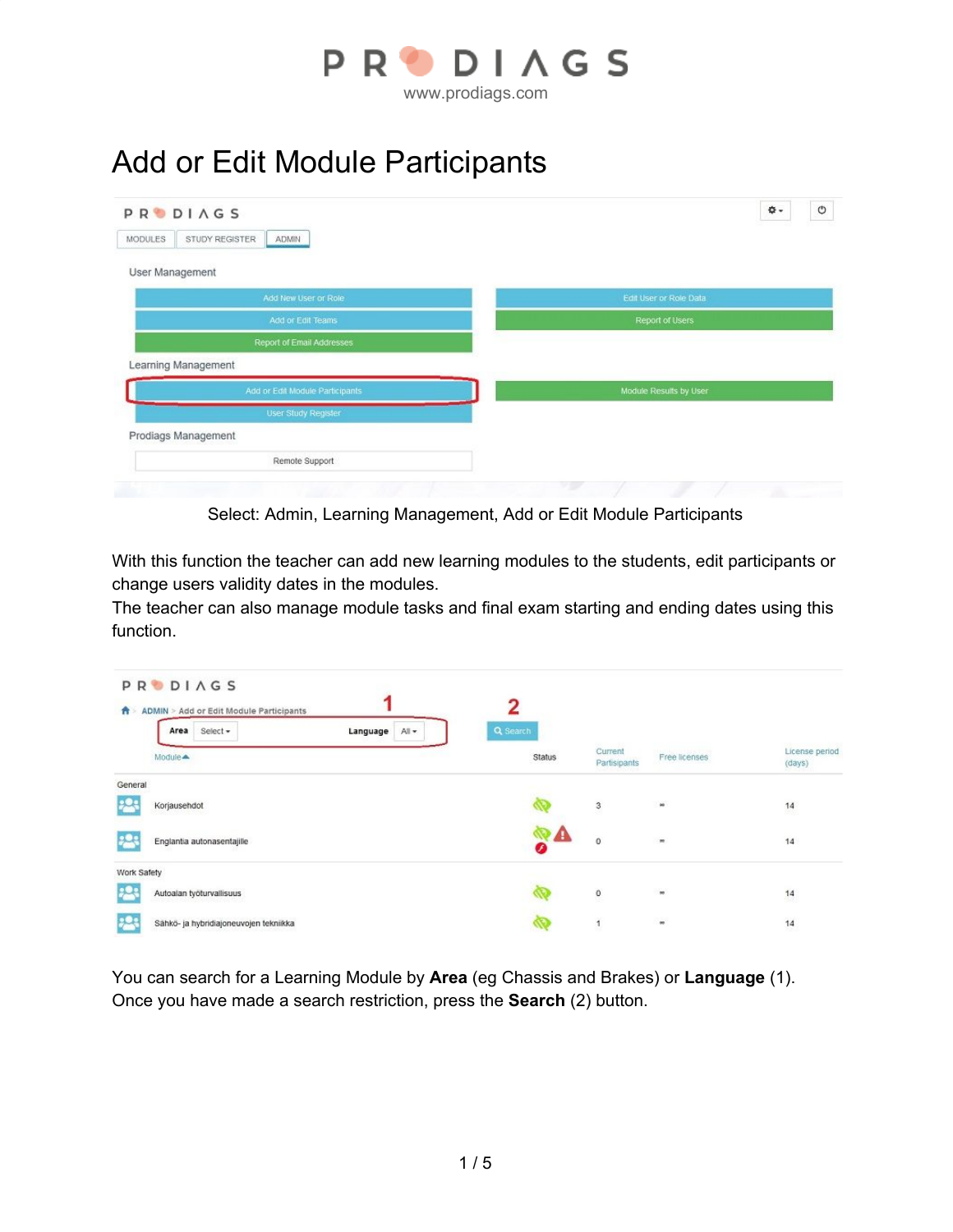# Add or Edit Module Participants

Select: Admin, Learning Management, Add or Edit Module Participants

With this function the teacher can add new learning modules to the students, edit participants or change users validity dates in the modules.
The teacher can also manage module tasks and final exam starting and ending dates using this function.

You can search for a Learning Module by **Area** (eg Chassis and Brakes) or **Language** (1).
Once you have made a search restriction, press the **Search** (2) button.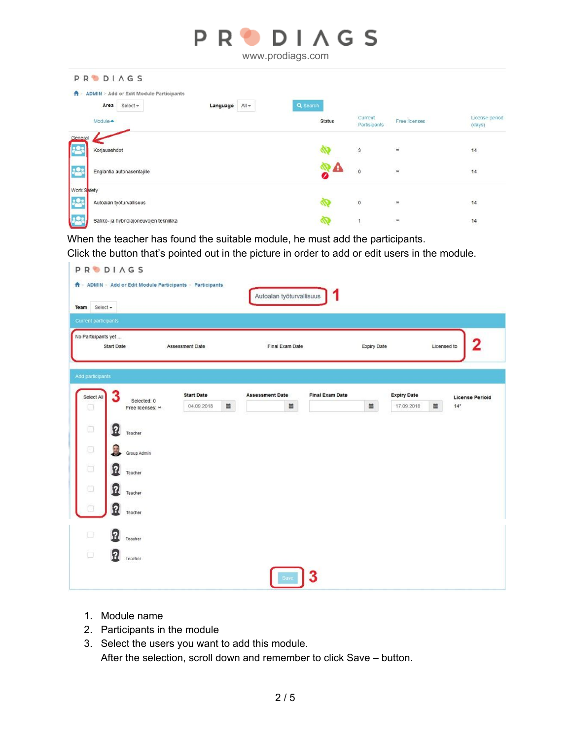When the teacher has found the suitable module, he must add the participants.
Click the button that's pointed out in the picture in order to add or edit users in the module.

1. Module name
2. Participants in the module
3. Select the users you want to add this module.
   After the selection, scroll down and remember to click Save – button.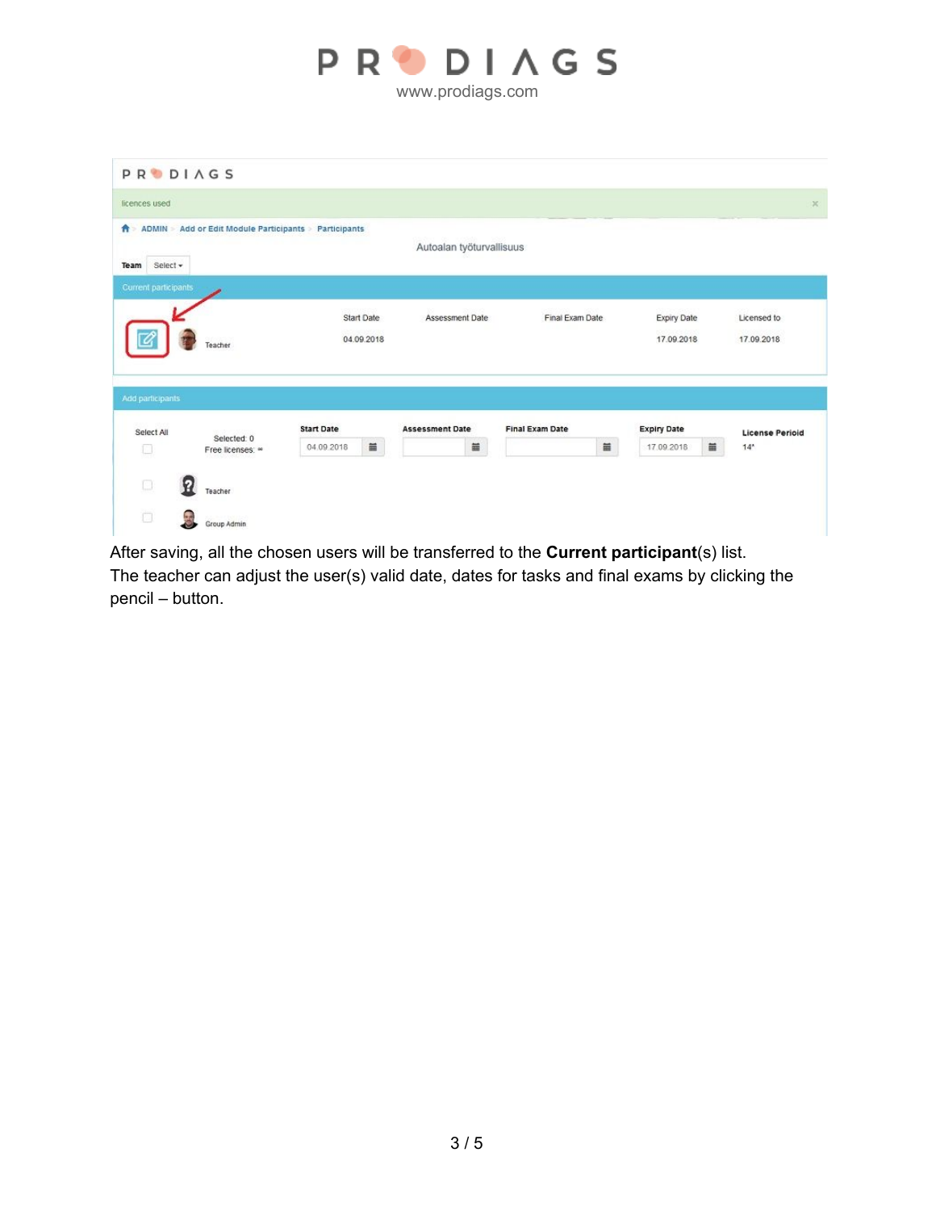After saving, all the chosen users will be transferred to the **Current participant**(s) list.
The teacher can adjust the user(s) valid date, dates for tasks and final exams by clicking the pencil – button.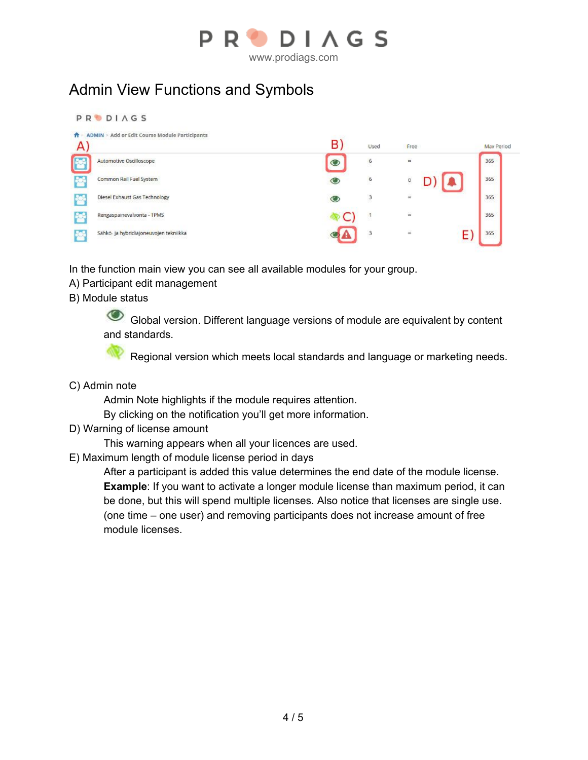# Admin View Functions and Symbols

In the function main view you can see all available modules for your group.

A) Participant edit management

B) Module status

Global version. Different language versions of module are equivalent by content and standards.

Regional version which meets local standards and language or marketing needs.

C) Admin note

Admin Note highlights if the module requires attention.
By clicking on the notification you'll get more information.

D) Warning of license amount

This warning appears when all your licences are used.

E) Maximum length of module license period in days

After a participant is added this value determines the end date of the module license. **Example**: If you want to activate a longer module license than maximum period, it can be done, but this will spend multiple licenses. Also notice that licenses are single use. (one time – one user) and removing participants does not increase amount of free module licenses.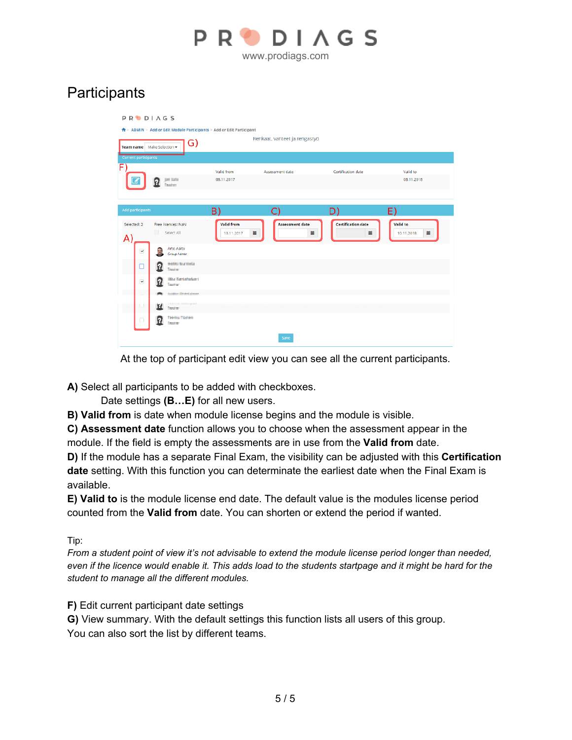PRODIAGS
www.prodiags.com

# Participants

At the top of participant edit view you can see all the current participants.

**A)** Select all participants to be added with checkboxes.
Date settings **(B…E)** for all new users.
**B) Valid from** is date when module license begins and the module is visible.
**C) Assessment date** function allows you to choose when the assessment appear in the module. If the field is empty the assessments are in use from the **Valid from** date.
**D)** If the module has a separate Final Exam, the visibility can be adjusted with this **Certification date** setting. With this function you can determinate the earliest date when the Final Exam is available.
**E) Valid to** is the module license end date. The default value is the modules license period counted from the **Valid from** date. You can shorten or extend the period if wanted.

Tip:
*From a student point of view it's not advisable to extend the module license period longer than needed, even if the licence would enable it. This adds load to the students startpage and it might be hard for the student to manage all the different modules.*

**F)** Edit current participant date settings
**G)** View summary. With the default settings this function lists all users of this group. You can also sort the list by different teams.